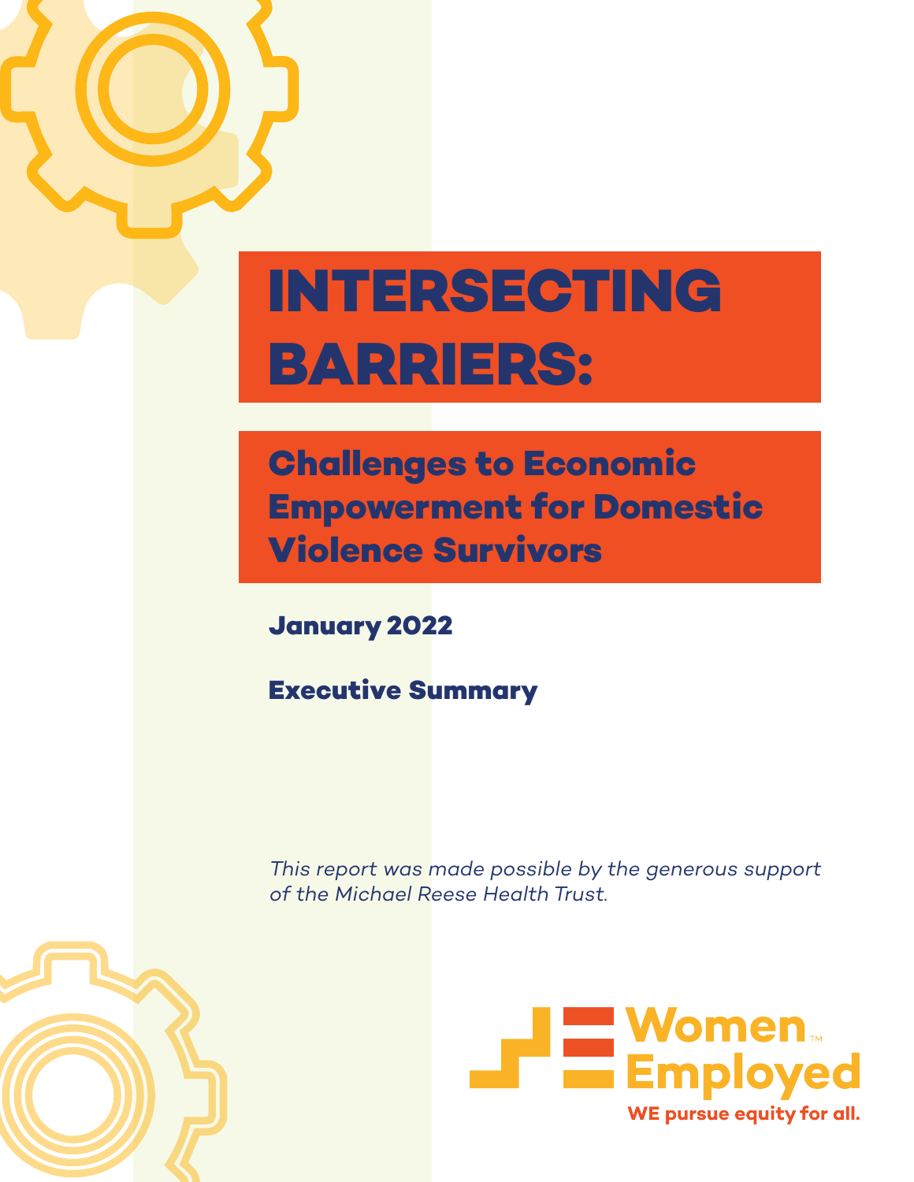# INTERSECTING BARRIERS:

## Challenges to Economic Empowerment for Domestic Violence Survivors

**January 2022**

**Executive Summary**

*This report was made possible by the generous support of the Michael Reese Health Trust.*

Women Employed™

WE pursue equity for all.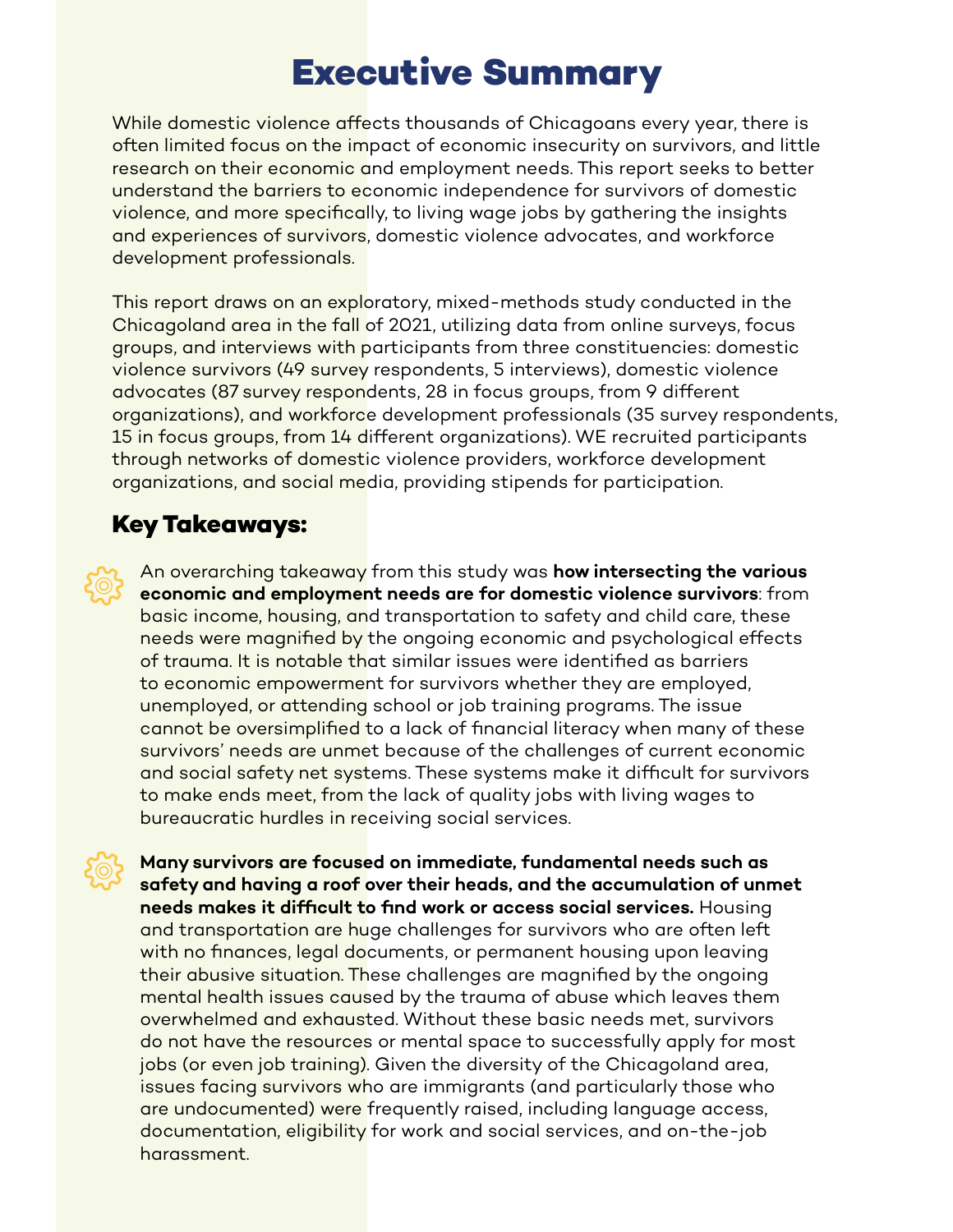# Executive Summary

While domestic violence affects thousands of Chicagoans every year, there is often limited focus on the impact of economic insecurity on survivors, and little research on their economic and employment needs. This report seeks to better understand the barriers to economic independence for survivors of domestic violence, and more specifically, to living wage jobs by gathering the insights and experiences of survivors, domestic violence advocates, and workforce development professionals.

This report draws on an exploratory, mixed-methods study conducted in the Chicagoland area in the fall of 2021, utilizing data from online surveys, focus groups, and interviews with participants from three constituencies: domestic violence survivors (49 survey respondents, 5 interviews), domestic violence advocates (87 survey respondents, 28 in focus groups, from 9 different organizations), and workforce development professionals (35 survey respondents, 15 in focus groups, from 14 different organizations). WE recruited participants through networks of domestic violence providers, workforce development organizations, and social media, providing stipends for participation.

## Key Takeaways:

- An overarching takeaway from this study was **how intersecting the various economic and employment needs are for domestic violence survivors**: from basic income, housing, and transportation to safety and child care, these needs were magnified by the ongoing economic and psychological effects of trauma. It is notable that similar issues were identified as barriers to economic empowerment for survivors whether they are employed, unemployed, or attending school or job training programs. The issue cannot be oversimplified to a lack of financial literacy when many of these survivors' needs are unmet because of the challenges of current economic and social safety net systems. These systems make it difficult for survivors to make ends meet, from the lack of quality jobs with living wages to bureaucratic hurdles in receiving social services.

- **Many survivors are focused on immediate, fundamental needs such as safety and having a roof over their heads, and the accumulation of unmet needs makes it difficult to find work or access social services.** Housing and transportation are huge challenges for survivors who are often left with no finances, legal documents, or permanent housing upon leaving their abusive situation. These challenges are magnified by the ongoing mental health issues caused by the trauma of abuse which leaves them overwhelmed and exhausted. Without these basic needs met, survivors do not have the resources or mental space to successfully apply for most jobs (or even job training). Given the diversity of the Chicagoland area, issues facing survivors who are immigrants (and particularly those who are undocumented) were frequently raised, including language access, documentation, eligibility for work and social services, and on-the-job harassment.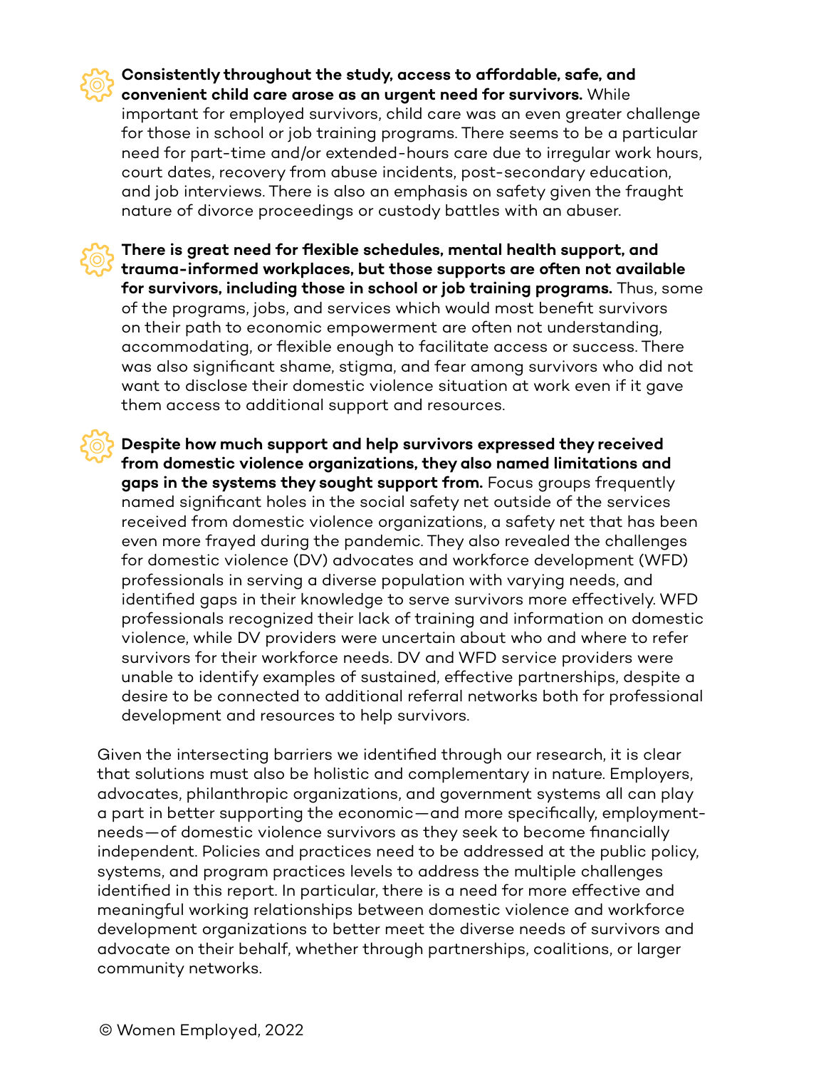**Consistently throughout the study, access to affordable, safe, and convenient child care arose as an urgent need for survivors.** While important for employed survivors, child care was an even greater challenge for those in school or job training programs. There seems to be a particular need for part-time and/or extended-hours care due to irregular work hours, court dates, recovery from abuse incidents, post-secondary education, and job interviews. There is also an emphasis on safety given the fraught nature of divorce proceedings or custody battles with an abuser.

**There is great need for flexible schedules, mental health support, and trauma-informed workplaces, but those supports are often not available for survivors, including those in school or job training programs.** Thus, some of the programs, jobs, and services which would most benefit survivors on their path to economic empowerment are often not understanding, accommodating, or flexible enough to facilitate access or success. There was also significant shame, stigma, and fear among survivors who did not want to disclose their domestic violence situation at work even if it gave them access to additional support and resources.

**Despite how much support and help survivors expressed they received from domestic violence organizations, they also named limitations and gaps in the systems they sought support from.** Focus groups frequently named significant holes in the social safety net outside of the services received from domestic violence organizations, a safety net that has been even more frayed during the pandemic. They also revealed the challenges for domestic violence (DV) advocates and workforce development (WFD) professionals in serving a diverse population with varying needs, and identified gaps in their knowledge to serve survivors more effectively. WFD professionals recognized their lack of training and information on domestic violence, while DV providers were uncertain about who and where to refer survivors for their workforce needs. DV and WFD service providers were unable to identify examples of sustained, effective partnerships, despite a desire to be connected to additional referral networks both for professional development and resources to help survivors.

Given the intersecting barriers we identified through our research, it is clear that solutions must also be holistic and complementary in nature. Employers, advocates, philanthropic organizations, and government systems all can play a part in better supporting the economic—and more specifically, employment-needs—of domestic violence survivors as they seek to become financially independent. Policies and practices need to be addressed at the public policy, systems, and program practices levels to address the multiple challenges identified in this report. In particular, there is a need for more effective and meaningful working relationships between domestic violence and workforce development organizations to better meet the diverse needs of survivors and advocate on their behalf, whether through partnerships, coalitions, or larger community networks.

© Women Employed, 2022